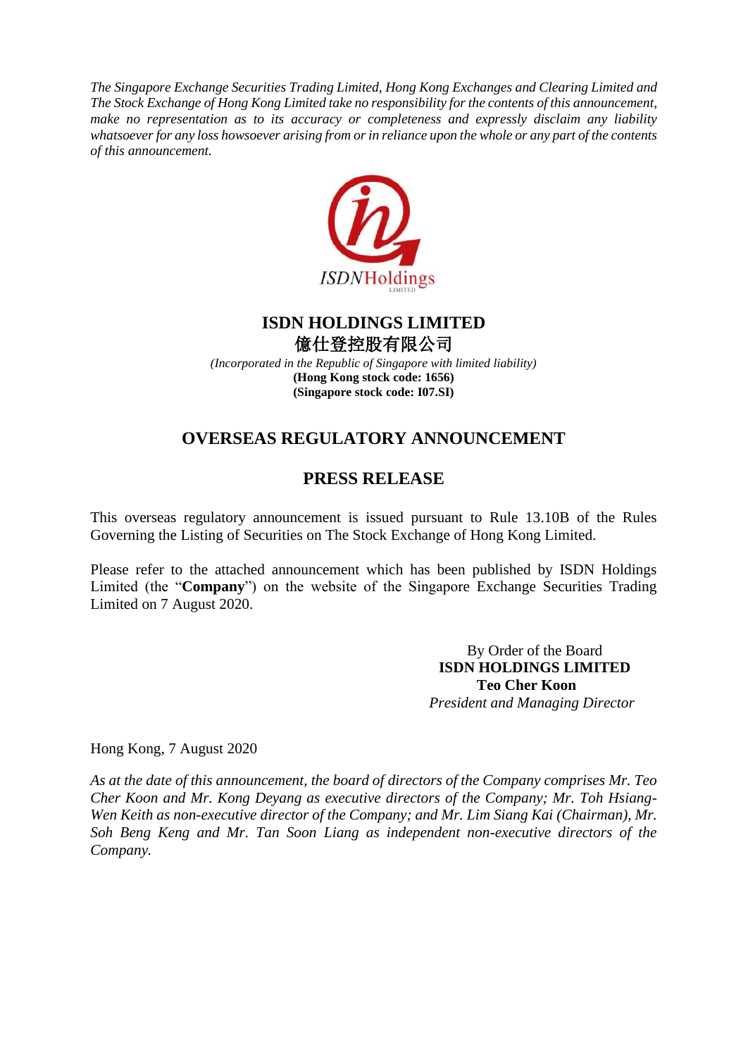*The Singapore Exchange Securities Trading Limited, Hong Kong Exchanges and Clearing Limited and The Stock Exchange of Hong Kong Limited take no responsibility for the contents of this announcement, make no representation as to its accuracy or completeness and expressly disclaim any liability whatsoever for any loss howsoever arising from or in reliance upon the whole or any part of the contents of this announcement.*

# ISDN HOLDINGS LIMITED
# 億仕登控股有限公司

*(Incorporated in the Republic of Singapore with limited liability)*
**(Hong Kong stock code: 1656)**
**(Singapore stock code: I07.SI)**

## OVERSEAS REGULATORY ANNOUNCEMENT

## PRESS RELEASE

This overseas regulatory announcement is issued pursuant to Rule 13.10B of the Rules Governing the Listing of Securities on The Stock Exchange of Hong Kong Limited.

Please refer to the attached announcement which has been published by ISDN Holdings Limited (the "**Company**") on the website of the Singapore Exchange Securities Trading Limited on 7 August 2020.

By Order of the Board
**ISDN HOLDINGS LIMITED**
**Teo Cher Koon**
*President and Managing Director*

Hong Kong, 7 August 2020

*As at the date of this announcement, the board of directors of the Company comprises Mr. Teo Cher Koon and Mr. Kong Deyang as executive directors of the Company; Mr. Toh Hsiang-Wen Keith as non-executive director of the Company; and Mr. Lim Siang Kai (Chairman), Mr. Soh Beng Keng and Mr. Tan Soon Liang as independent non-executive directors of the Company.*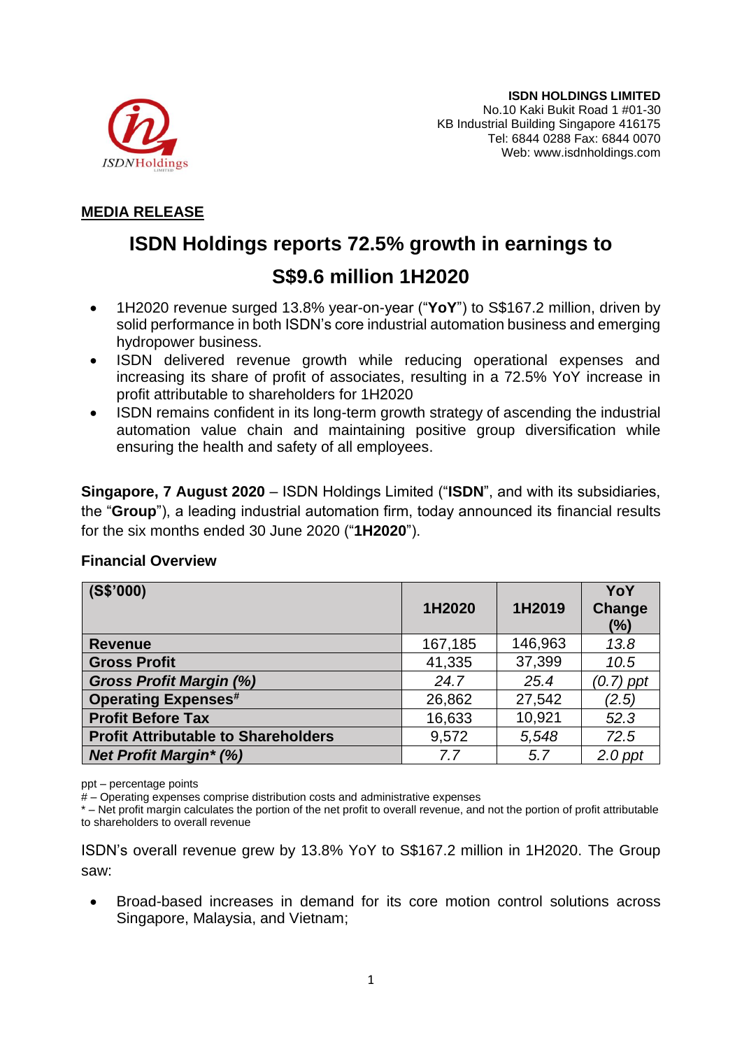**ISDN HOLDINGS LIMITED**
No.10 Kaki Bukit Road 1 #01-30
KB Industrial Building Singapore 416175
Tel: 6844 0288 Fax: 6844 0070
Web: www.isdnholdings.com

**MEDIA RELEASE**

# ISDN Holdings reports 72.5% growth in earnings to S$9.6 million 1H2020

- 1H2020 revenue surged 13.8% year-on-year ("**YoY**") to S$167.2 million, driven by solid performance in both ISDN's core industrial automation business and emerging hydropower business.
- ISDN delivered revenue growth while reducing operational expenses and increasing its share of profit of associates, resulting in a 72.5% YoY increase in profit attributable to shareholders for 1H2020
- ISDN remains confident in its long-term growth strategy of ascending the industrial automation value chain and maintaining positive group diversification while ensuring the health and safety of all employees.

**Singapore, 7 August 2020** – ISDN Holdings Limited ("**ISDN**", and with its subsidiaries, the "**Group**"), a leading industrial automation firm, today announced its financial results for the six months ended 30 June 2020 ("**1H2020**").

**Financial Overview**

| (S$'000) | 1H2020 | 1H2019 | YoY Change (%) |
|---|---|---|---|
| **Revenue** | 167,185 | 146,963 | *13.8* |
| **Gross Profit** | 41,335 | 37,399 | *10.5* |
| ***Gross Profit Margin (%)*** | *24.7* | *25.4* | *(0.7) ppt* |
| **Operating Expenses#** | 26,862 | 27,542 | *(2.5)* |
| **Profit Before Tax** | 16,633 | 10,921 | *52.3* |
| **Profit Attributable to Shareholders** | 9,572 | 5,548 | *72.5* |
| ***Net Profit Margin* (%)*** | *7.7* | *5.7* | *2.0 ppt* |

ppt – percentage points
# – Operating expenses comprise distribution costs and administrative expenses
* – Net profit margin calculates the portion of the net profit to overall revenue, and not the portion of profit attributable to shareholders to overall revenue

ISDN's overall revenue grew by 13.8% YoY to S$167.2 million in 1H2020. The Group saw:

- Broad-based increases in demand for its core motion control solutions across Singapore, Malaysia, and Vietnam;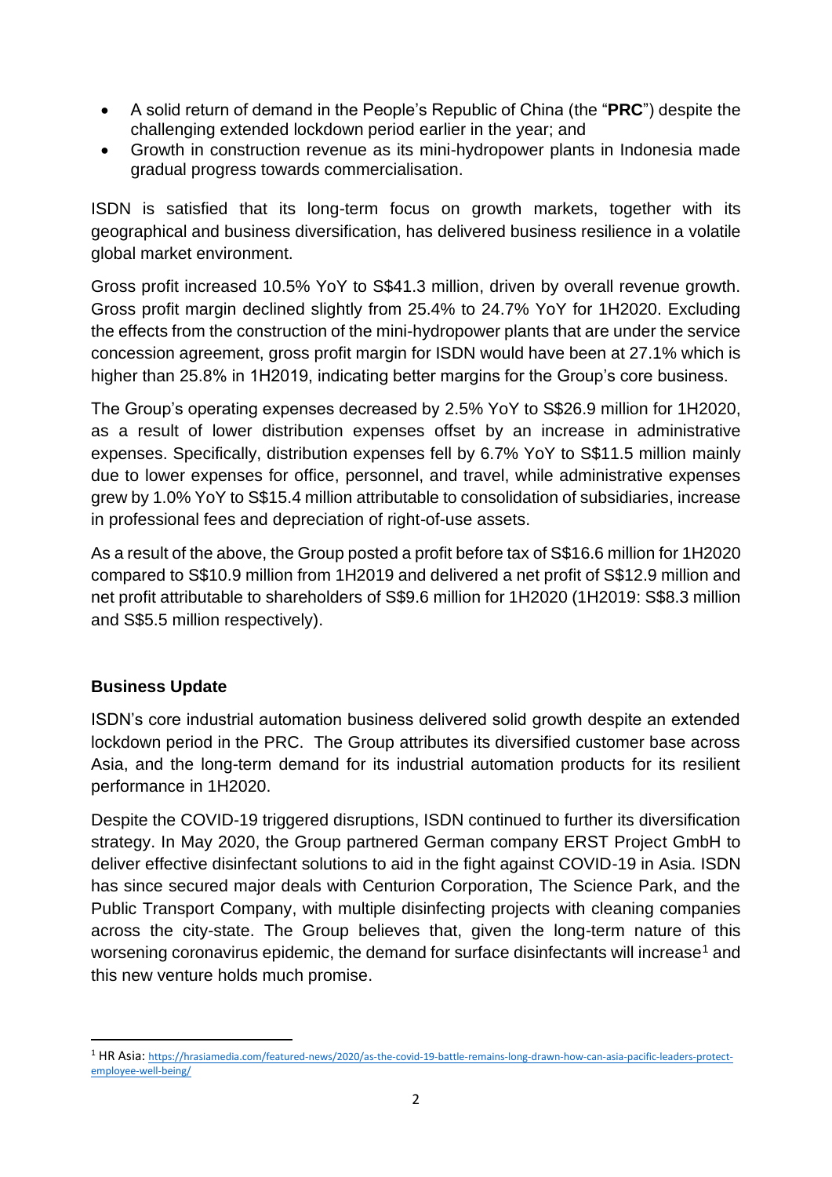- A solid return of demand in the People's Republic of China (the "**PRC**") despite the challenging extended lockdown period earlier in the year; and
- Growth in construction revenue as its mini-hydropower plants in Indonesia made gradual progress towards commercialisation.

ISDN is satisfied that its long-term focus on growth markets, together with its geographical and business diversification, has delivered business resilience in a volatile global market environment.

Gross profit increased 10.5% YoY to S$41.3 million, driven by overall revenue growth. Gross profit margin declined slightly from 25.4% to 24.7% YoY for 1H2020. Excluding the effects from the construction of the mini-hydropower plants that are under the service concession agreement, gross profit margin for ISDN would have been at 27.1% which is higher than 25.8% in 1H2019, indicating better margins for the Group's core business.

The Group's operating expenses decreased by 2.5% YoY to S$26.9 million for 1H2020, as a result of lower distribution expenses offset by an increase in administrative expenses. Specifically, distribution expenses fell by 6.7% YoY to S$11.5 million mainly due to lower expenses for office, personnel, and travel, while administrative expenses grew by 1.0% YoY to S$15.4 million attributable to consolidation of subsidiaries, increase in professional fees and depreciation of right-of-use assets.

As a result of the above, the Group posted a profit before tax of S$16.6 million for 1H2020 compared to S$10.9 million from 1H2019 and delivered a net profit of S$12.9 million and net profit attributable to shareholders of S$9.6 million for 1H2020 (1H2019: S$8.3 million and S$5.5 million respectively).

**Business Update**

ISDN's core industrial automation business delivered solid growth despite an extended lockdown period in the PRC. The Group attributes its diversified customer base across Asia, and the long-term demand for its industrial automation products for its resilient performance in 1H2020.

Despite the COVID-19 triggered disruptions, ISDN continued to further its diversification strategy. In May 2020, the Group partnered German company ERST Project GmbH to deliver effective disinfectant solutions to aid in the fight against COVID-19 in Asia. ISDN has since secured major deals with Centurion Corporation, The Science Park, and the Public Transport Company, with multiple disinfecting projects with cleaning companies across the city-state. The Group believes that, given the long-term nature of this worsening coronavirus epidemic, the demand for surface disinfectants will increase[1] and this new venture holds much promise.

[1] HR Asia: https://hrasiamedia.com/featured-news/2020/as-the-covid-19-battle-remains-long-drawn-how-can-asia-pacific-leaders-protect-employee-well-being/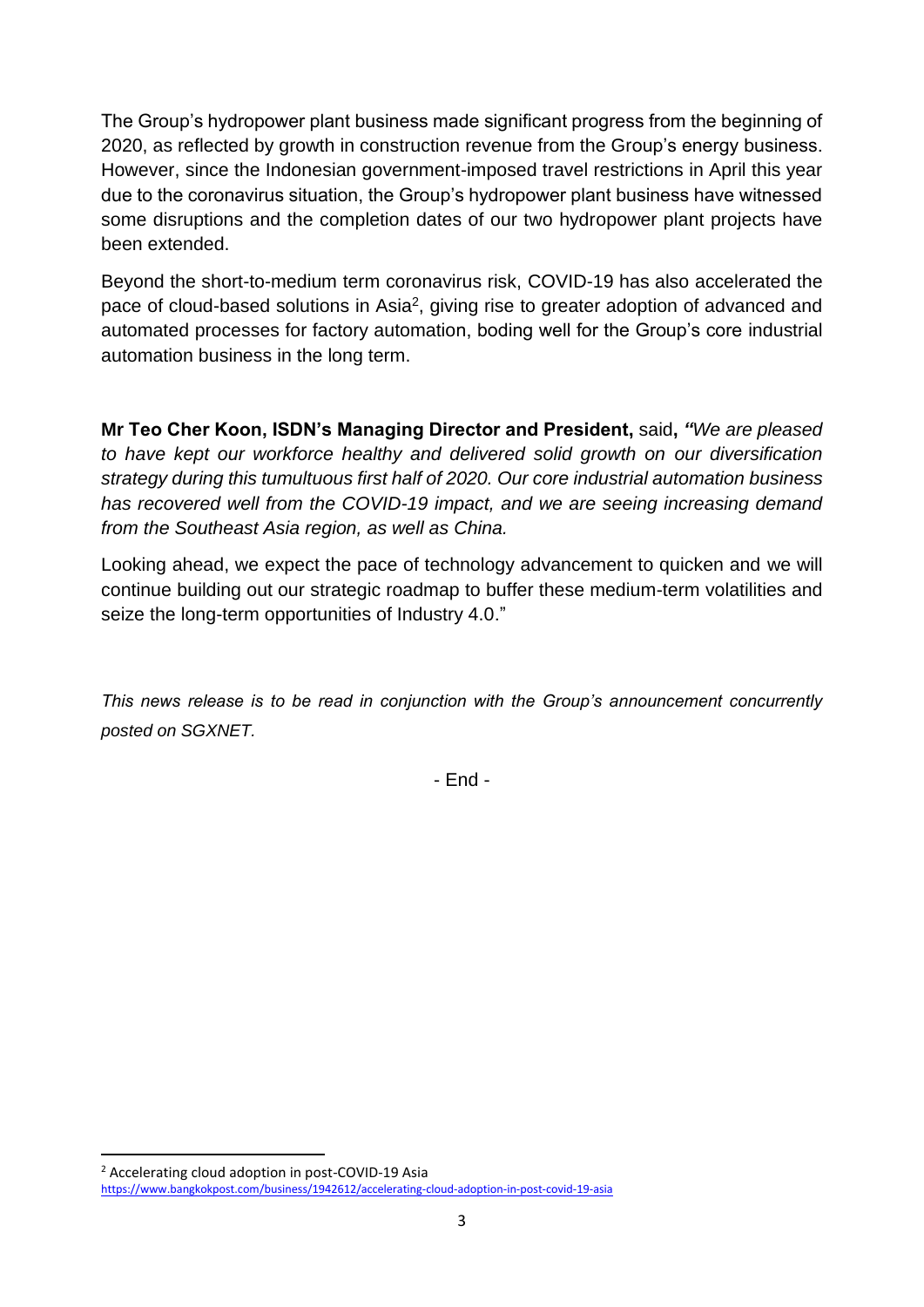The Group's hydropower plant business made significant progress from the beginning of 2020, as reflected by growth in construction revenue from the Group's energy business. However, since the Indonesian government-imposed travel restrictions in April this year due to the coronavirus situation, the Group's hydropower plant business have witnessed some disruptions and the completion dates of our two hydropower plant projects have been extended.

Beyond the short-to-medium term coronavirus risk, COVID-19 has also accelerated the pace of cloud-based solutions in Asia[2], giving rise to greater adoption of advanced and automated processes for factory automation, boding well for the Group's core industrial automation business in the long term.

**Mr Teo Cher Koon, ISDN's Managing Director and President,** said**,** *"We are pleased to have kept our workforce healthy and delivered solid growth on our diversification strategy during this tumultuous first half of 2020. Our core industrial automation business has recovered well from the COVID-19 impact, and we are seeing increasing demand from the Southeast Asia region, as well as China.*

Looking ahead, we expect the pace of technology advancement to quicken and we will continue building out our strategic roadmap to buffer these medium-term volatilities and seize the long-term opportunities of Industry 4.0."

*This news release is to be read in conjunction with the Group's announcement concurrently posted on SGXNET.*

\- End -

---

[2] Accelerating cloud adoption in post-COVID-19 Asia
https://www.bangkokpost.com/business/1942612/accelerating-cloud-adoption-in-post-covid-19-asia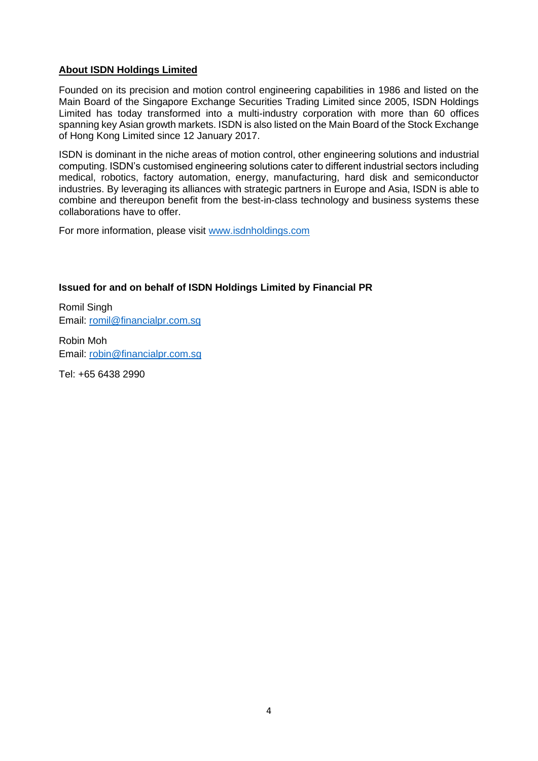## About ISDN Holdings Limited

Founded on its precision and motion control engineering capabilities in 1986 and listed on the Main Board of the Singapore Exchange Securities Trading Limited since 2005, ISDN Holdings Limited has today transformed into a multi-industry corporation with more than 60 offices spanning key Asian growth markets. ISDN is also listed on the Main Board of the Stock Exchange of Hong Kong Limited since 12 January 2017.

ISDN is dominant in the niche areas of motion control, other engineering solutions and industrial computing. ISDN's customised engineering solutions cater to different industrial sectors including medical, robotics, factory automation, energy, manufacturing, hard disk and semiconductor industries. By leveraging its alliances with strategic partners in Europe and Asia, ISDN is able to combine and thereupon benefit from the best-in-class technology and business systems these collaborations have to offer.

For more information, please visit www.isdnholdings.com

**Issued for and on behalf of ISDN Holdings Limited by Financial PR**

Romil Singh
Email: romil@financialpr.com.sg

Robin Moh
Email: robin@financialpr.com.sg

Tel: +65 6438 2990